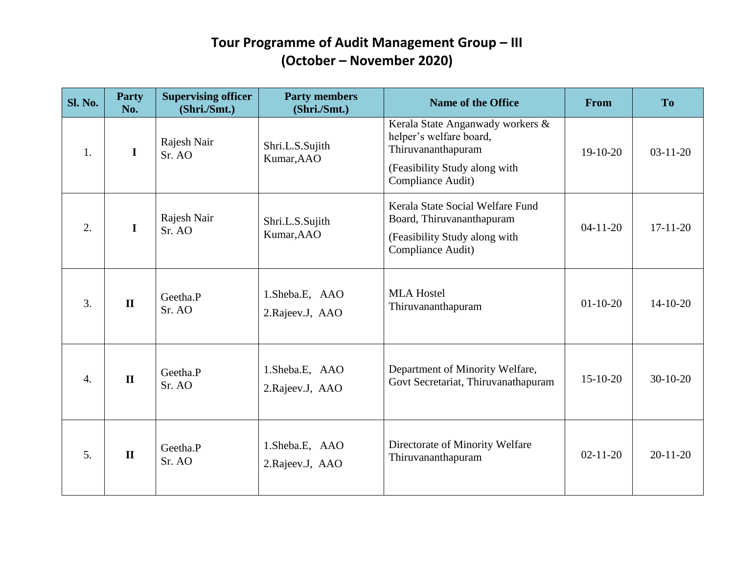# Tour Programme of Audit Management Group – III
# (October – November 2020)

| Sl. No. | Party No. | Supervising officer (Shri./Smt.) | Party members (Shri./Smt.) | Name of the Office | From | To |
|---|---|---|---|---|---|---|
| 1. | I | Rajesh Nair Sr. AO | Shri.L.S.Sujith Kumar,AAO | Kerala State Anganwady workers & helper's welfare board, Thiruvananthapuram (Feasibility Study along with Compliance Audit) | 19-10-20 | 03-11-20 |
| 2. | I | Rajesh Nair Sr. AO | Shri.L.S.Sujith Kumar,AAO | Kerala State Social Welfare Fund Board, Thiruvananthapuram (Feasibility Study along with Compliance Audit) | 04-11-20 | 17-11-20 |
| 3. | II | Geetha.P Sr. AO | 1.Sheba.E, AAO 2.Rajeev.J, AAO | MLA Hostel Thiruvananthapuram | 01-10-20 | 14-10-20 |
| 4. | II | Geetha.P Sr. AO | 1.Sheba.E, AAO 2.Rajeev.J, AAO | Department of Minority Welfare, Govt Secretariat, Thiruvanathapuram | 15-10-20 | 30-10-20 |
| 5. | II | Geetha.P Sr. AO | 1.Sheba.E, AAO 2.Rajeev.J, AAO | Directorate of Minority Welfare Thiruvananthapuram | 02-11-20 | 20-11-20 |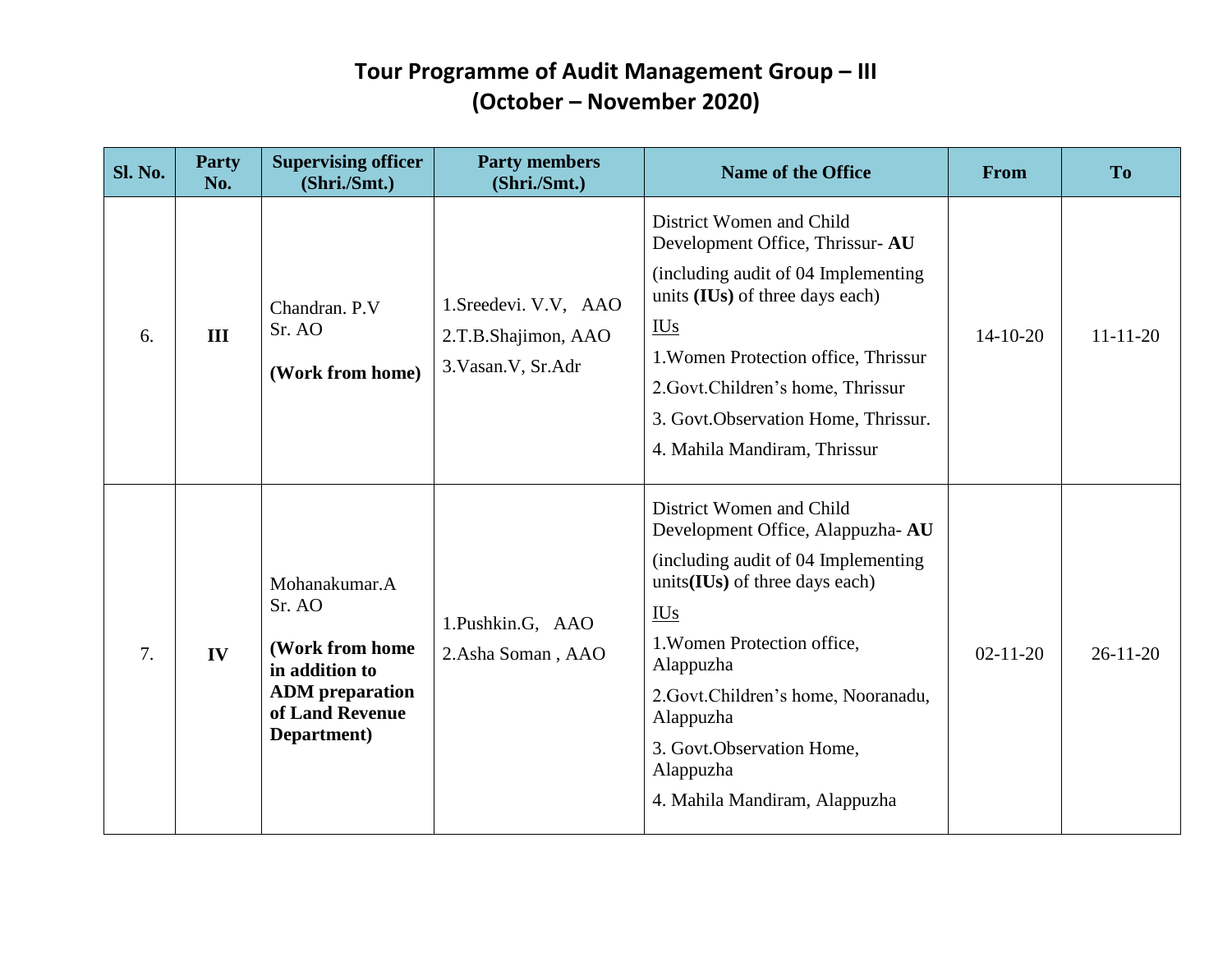# Tour Programme of Audit Management Group – III
## (October – November 2020)

| Sl. No. | Party No. | Supervising officer (Shri./Smt.) | Party members (Shri./Smt.) | Name of the Office | From | To |
|---|---|---|---|---|---|---|
| 6. | **III** | Chandran. P.V Sr. AO<br><br>**(Work from home)** | 1.Sreedevi. V.V, AAO<br>2.T.B.Shajimon, AAO<br>3.Vasan.V, Sr.Adr | District Women and Child Development Office, Thrissur- **AU**<br>(including audit of 04 Implementing units **(IUs)** of three days each)<br>IUs<br>1.Women Protection office, Thrissur<br>2.Govt.Children's home, Thrissur<br>3. Govt.Observation Home, Thrissur.<br>4. Mahila Mandiram, Thrissur | 14-10-20 | 11-11-20 |
| 7. | **IV** | Mohanakumar.A Sr. AO<br><br>**(Work from home in addition to ADM preparation of Land Revenue Department)** | 1.Pushkin.G, AAO<br>2.Asha Soman , AAO | District Women and Child Development Office, Alappuzha- **AU**<br>(including audit of 04 Implementing units**(IUs)** of three days each)<br>IUs<br>1.Women Protection office, Alappuzha<br>2.Govt.Children's home, Nooranadu, Alappuzha<br>3. Govt.Observation Home, Alappuzha<br>4. Mahila Mandiram, Alappuzha | 02-11-20 | 26-11-20 |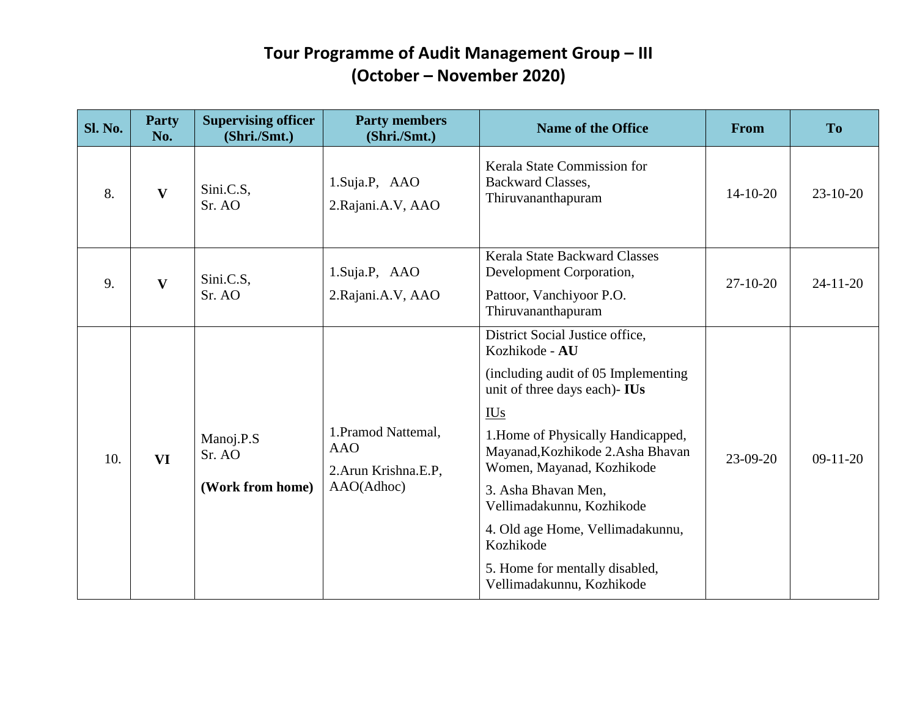# Tour Programme of Audit Management Group – III
## (October – November 2020)

| Sl. No. | Party No. | Supervising officer (Shri./Smt.) | Party members (Shri./Smt.) | Name of the Office | From | To |
|---|---|---|---|---|---|---|
| 8. | **V** | Sini.C.S, Sr. AO | 1.Suja.P, AAO<br>2.Rajani.A.V, AAO | Kerala State Commission for Backward Classes, Thiruvananthapuram | 14-10-20 | 23-10-20 |
| 9. | **V** | Sini.C.S, Sr. AO | 1.Suja.P, AAO<br>2.Rajani.A.V, AAO | Kerala State Backward Classes Development Corporation,<br>Pattoor, Vanchiyoor P.O. Thiruvananthapuram | 27-10-20 | 24-11-20 |
| 10. | **VI** | Manoj.P.S Sr. AO<br>**(Work from home)** | 1.Pramod Nattemal, AAO<br>2.Arun Krishna.E.P, AAO(Adhoc) | District Social Justice office, Kozhikode - **AU**<br>(including audit of 05 Implementing unit of three days each)- **IUs**<br>IUs<br>1.Home of Physically Handicapped, Mayanad,Kozhikode 2.Asha Bhavan Women, Mayanad, Kozhikode<br>3. Asha Bhavan Men, Vellimadakunnu, Kozhikode<br>4. Old age Home, Vellimadakunnu, Kozhikode<br>5. Home for mentally disabled, Vellimadakunnu, Kozhikode | 23-09-20 | 09-11-20 |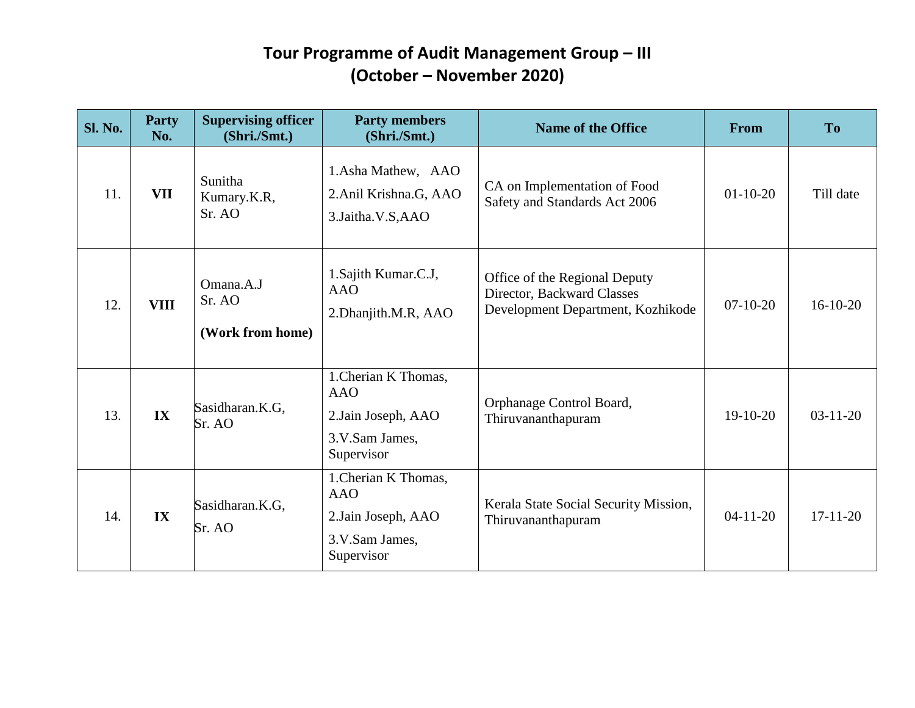# Tour Programme of Audit Management Group – III
## (October – November 2020)

| Sl. No. | Party No. | Supervising officer (Shri./Smt.) | Party members (Shri./Smt.) | Name of the Office | From | To |
|---|---|---|---|---|---|---|
| 11. | **VII** | Sunitha Kumary.K.R, Sr. AO | 1.Asha Mathew, AAO<br>2.Anil Krishna.G, AAO<br>3.Jaitha.V.S,AAO | CA on Implementation of Food Safety and Standards Act 2006 | 01-10-20 | Till date |
| 12. | **VIII** | Omana.A.J Sr. AO<br>**(Work from home)** | 1.Sajith Kumar.C.J, AAO<br>2.Dhanjith.M.R, AAO | Office of the Regional Deputy Director, Backward Classes Development Department, Kozhikode | 07-10-20 | 16-10-20 |
| 13. | **IX** | Sasidharan.K.G, Sr. AO | 1.Cherian K Thomas, AAO<br>2.Jain Joseph, AAO<br>3.V.Sam James, Supervisor | Orphanage Control Board, Thiruvananthapuram | 19-10-20 | 03-11-20 |
| 14. | **IX** | Sasidharan.K.G, Sr. AO | 1.Cherian K Thomas, AAO<br>2.Jain Joseph, AAO<br>3.V.Sam James, Supervisor | Kerala State Social Security Mission, Thiruvananthapuram | 04-11-20 | 17-11-20 |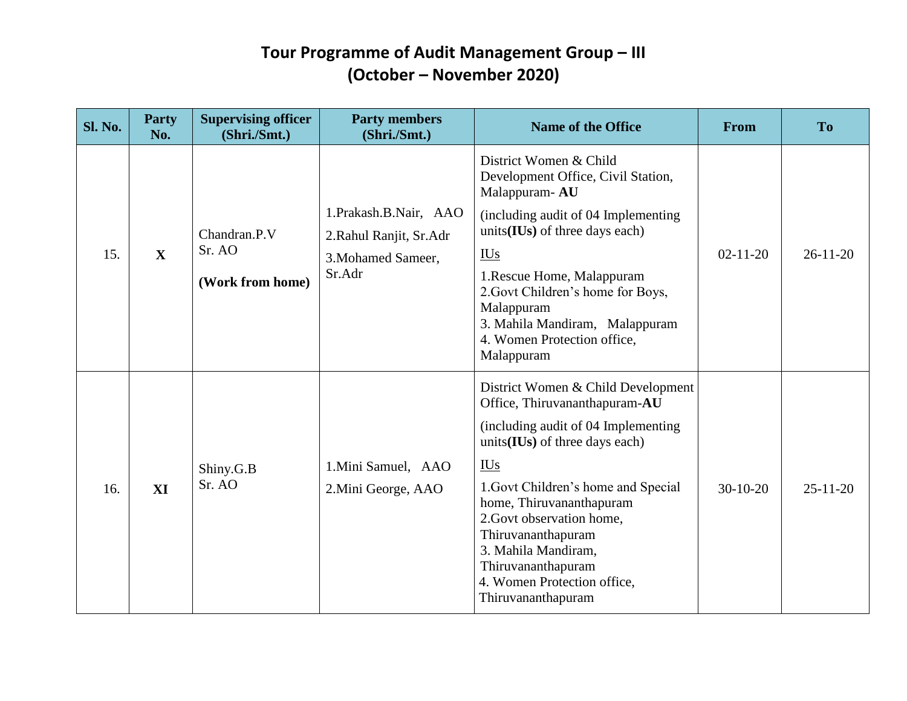# Tour Programme of Audit Management Group – III
## (October – November 2020)

| Sl. No. | Party No. | Supervising officer (Shri./Smt.) | Party members (Shri./Smt.) | Name of the Office | From | To |
|---|---|---|---|---|---|---|
| 15. | **X** | Chandran.P.V Sr. AO **(Work from home)** | 1.Prakash.B.Nair, AAO 2.Rahul Ranjit, Sr.Adr 3.Mohamed Sameer, Sr.Adr | District Women & Child Development Office, Civil Station, Malappuram- **AU** (including audit of 04 Implementing units**(IUs)** of three days each) IUs 1.Rescue Home, Malappuram 2.Govt Children's home for Boys, Malappuram 3. Mahila Mandiram, Malappuram 4. Women Protection office, Malappuram | 02-11-20 | 26-11-20 |
| 16. | **XI** | Shiny.G.B Sr. AO | 1.Mini Samuel, AAO 2.Mini George, AAO | District Women & Child Development Office, Thiruvananthapuram-**AU** (including audit of 04 Implementing units**(IUs)** of three days each) IUs 1.Govt Children's home and Special home, Thiruvananthapuram 2.Govt observation home, Thiruvananthapuram 3. Mahila Mandiram, Thiruvananthapuram 4. Women Protection office, Thiruvananthapuram | 30-10-20 | 25-11-20 |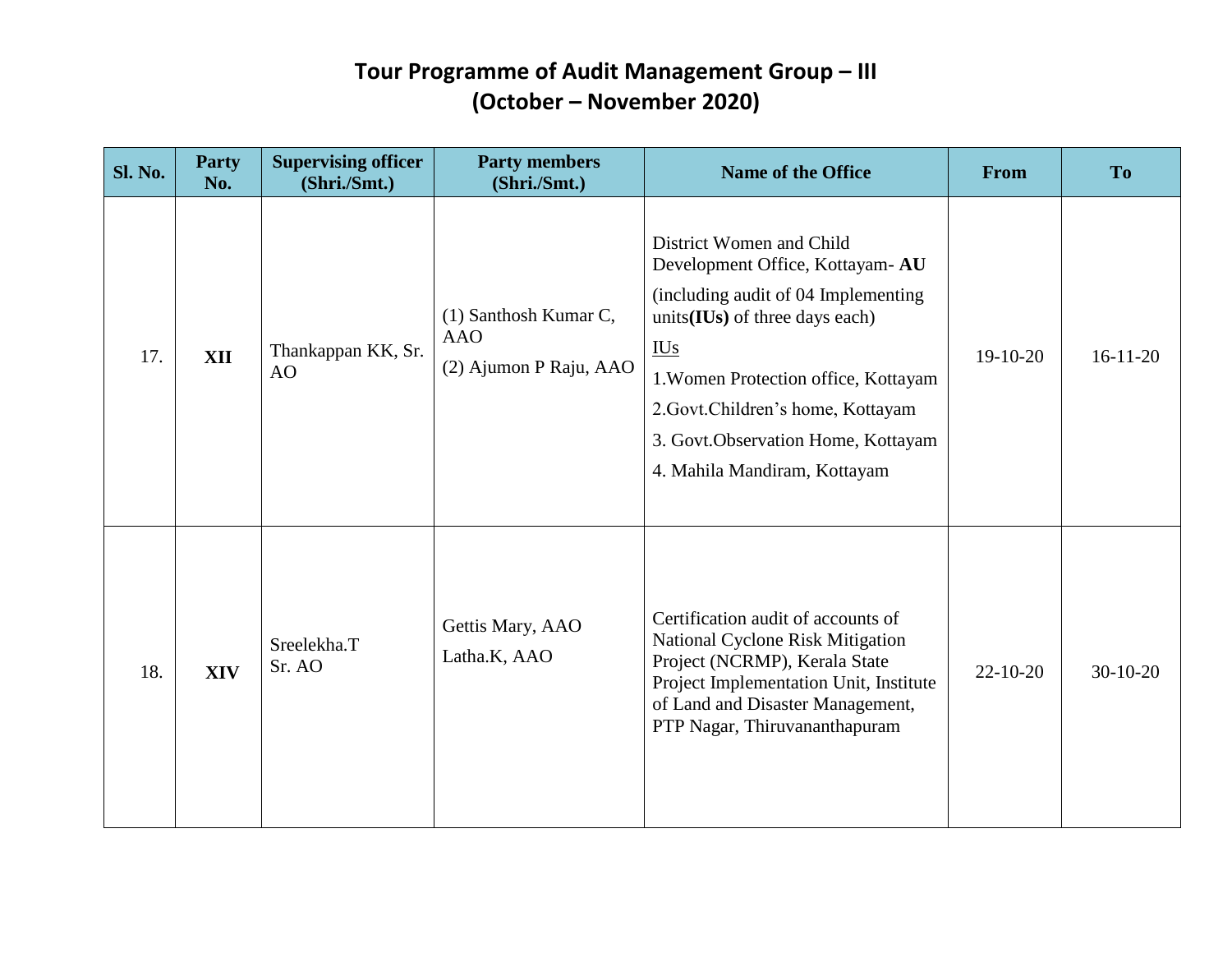# Tour Programme of Audit Management Group – III
## (October – November 2020)

| Sl. No. | Party No. | Supervising officer (Shri./Smt.) | Party members (Shri./Smt.) | Name of the Office | From | To |
|---|---|---|---|---|---|---|
| 17. | **XII** | Thankappan KK, Sr. AO | (1) Santhosh Kumar C, AAO<br>(2) Ajumon P Raju, AAO | District Women and Child Development Office, Kottayam- **AU**<br>(including audit of 04 Implementing units**(IUs)** of three days each)<br>IUs<br>1.Women Protection office, Kottayam<br>2.Govt.Children's home, Kottayam<br>3. Govt.Observation Home, Kottayam<br>4. Mahila Mandiram, Kottayam | 19-10-20 | 16-11-20 |
| 18. | **XIV** | Sreelekha.T Sr. AO | Gettis Mary, AAO<br>Latha.K, AAO | Certification audit of accounts of National Cyclone Risk Mitigation Project (NCRMP), Kerala State Project Implementation Unit, Institute of Land and Disaster Management, PTP Nagar, Thiruvananthapuram | 22-10-20 | 30-10-20 |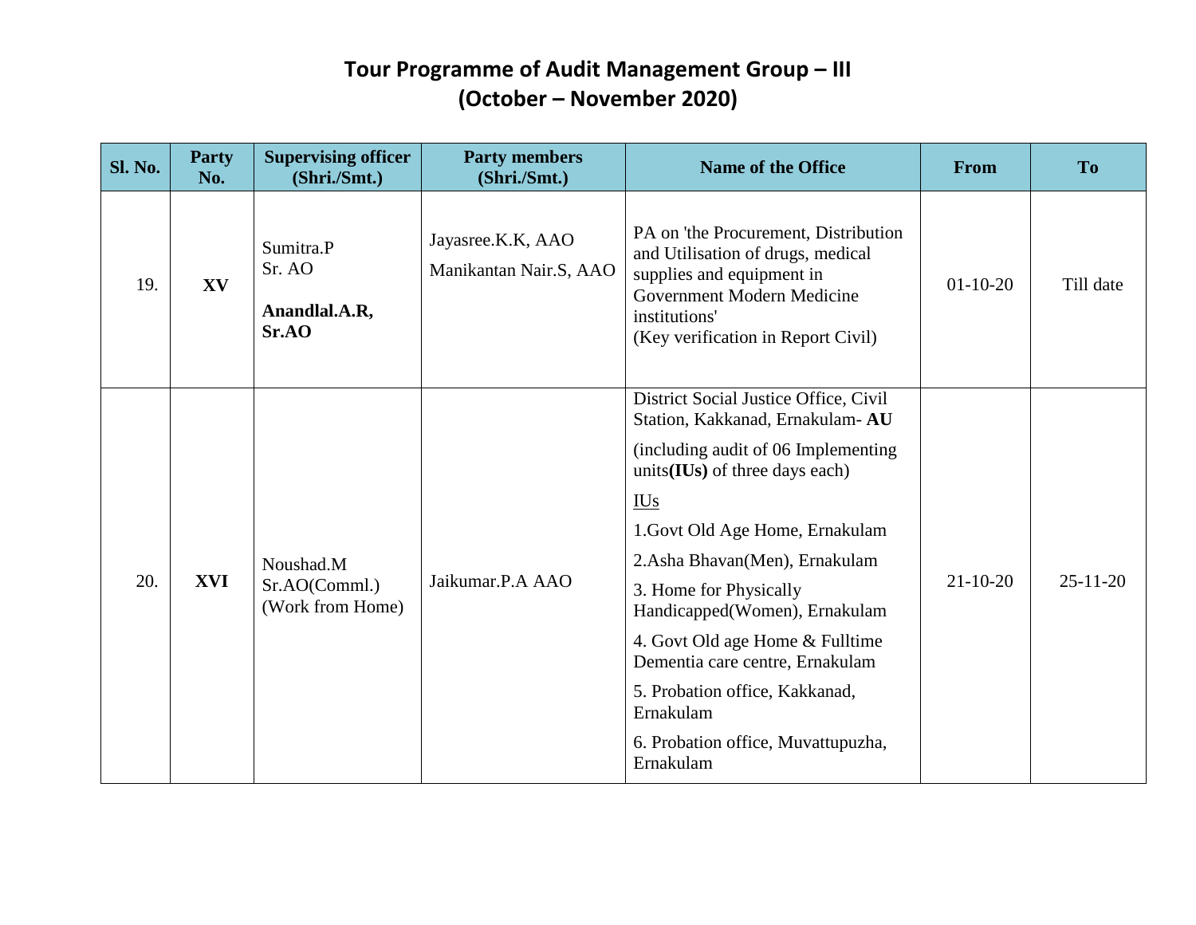# Tour Programme of Audit Management Group – III
# (October – November 2020)

| Sl. No. | Party No. | Supervising officer (Shri./Smt.) | Party members (Shri./Smt.) | Name of the Office | From | To |
|---|---|---|---|---|---|---|
| 19. | **XV** | Sumitra.P Sr. AO<br>**Anandlal.A.R, Sr.AO** | Jayasree.K.K, AAO<br>Manikantan Nair.S, AAO | PA on 'the Procurement, Distribution and Utilisation of drugs, medical supplies and equipment in Government Modern Medicine institutions'<br>(Key verification in Report Civil) | 01-10-20 | Till date |
| 20. | **XVI** | Noushad.M Sr.AO(Comml.) (Work from Home) | Jaikumar.P.A AAO | District Social Justice Office, Civil Station, Kakkanad, Ernakulam- **AU**<br>(including audit of 06 Implementing units**(IUs)** of three days each)<br>IUs<br>1.Govt Old Age Home, Ernakulam<br>2.Asha Bhavan(Men), Ernakulam<br>3. Home for Physically Handicapped(Women), Ernakulam<br>4. Govt Old age Home & Fulltime Dementia care centre, Ernakulam<br>5. Probation office, Kakkanad, Ernakulam<br>6. Probation office, Muvattupuzha, Ernakulam | 21-10-20 | 25-11-20 |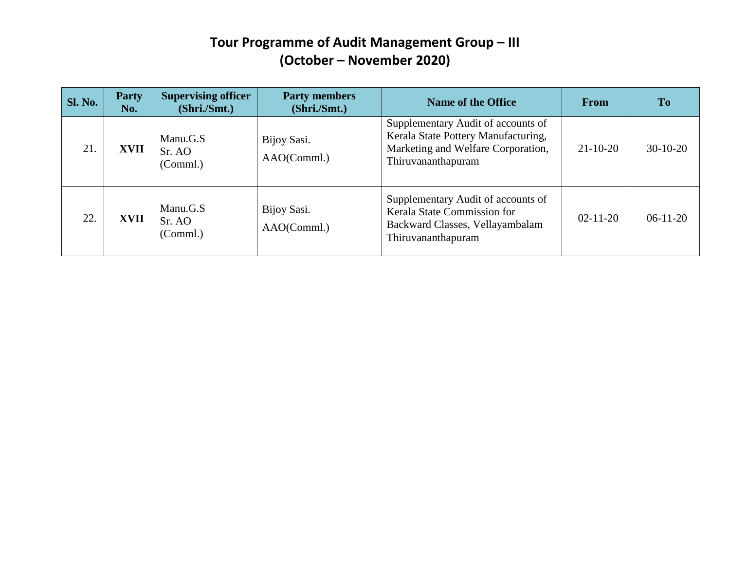# Tour Programme of Audit Management Group – III
## (October – November 2020)

| Sl. No. | Party No. | Supervising officer (Shri./Smt.) | Party members (Shri./Smt.) | Name of the Office | From | To |
|---|---|---|---|---|---|---|
| 21. | **XVII** | Manu.G.S Sr. AO (Comml.) | Bijoy Sasi. AAO(Comml.) | Supplementary Audit of accounts of Kerala State Pottery Manufacturing, Marketing and Welfare Corporation, Thiruvananthapuram | 21-10-20 | 30-10-20 |
| 22. | **XVII** | Manu.G.S Sr. AO (Comml.) | Bijoy Sasi. AAO(Comml.) | Supplementary Audit of accounts of Kerala State Commission for Backward Classes, Vellayambalam Thiruvananthapuram | 02-11-20 | 06-11-20 |